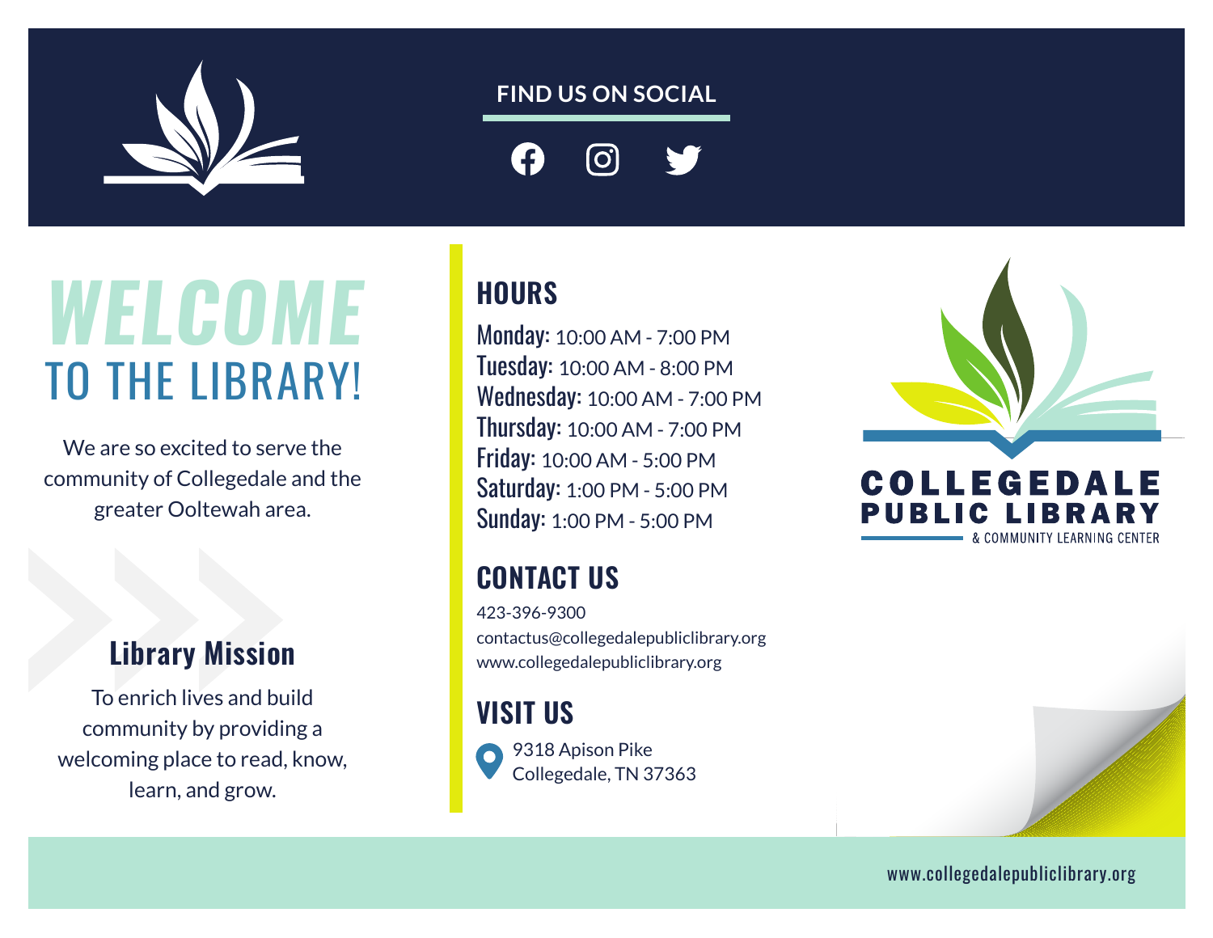FIND US ON SOCIAL

# WELCOME TO THE LIBRARY!

We are so excited to serve the community of Collegedale and the greater Ooltewah area.

## Library Mission

To enrich lives and build community by providing a welcoming place to read, know, learn, and grow.

## HOURS

**Monday:** 10:00 AM - 7:00 PM
**Tuesday:** 10:00 AM - 8:00 PM
**Wednesday:** 10:00 AM - 7:00 PM
**Thursday:** 10:00 AM - 7:00 PM
**Friday:** 10:00 AM - 5:00 PM
**Saturday:** 1:00 PM - 5:00 PM
**Sunday:** 1:00 PM - 5:00 PM

## CONTACT US

423-396-9300
contactus@collegedalepubliclibrary.org
www.collegedalepubliclibrary.org

## VISIT US

9318 Apison Pike
Collegedale, TN 37363

COLLEGEDALE PUBLIC LIBRARY
& COMMUNITY LEARNING CENTER

www.collegedalepubliclibrary.org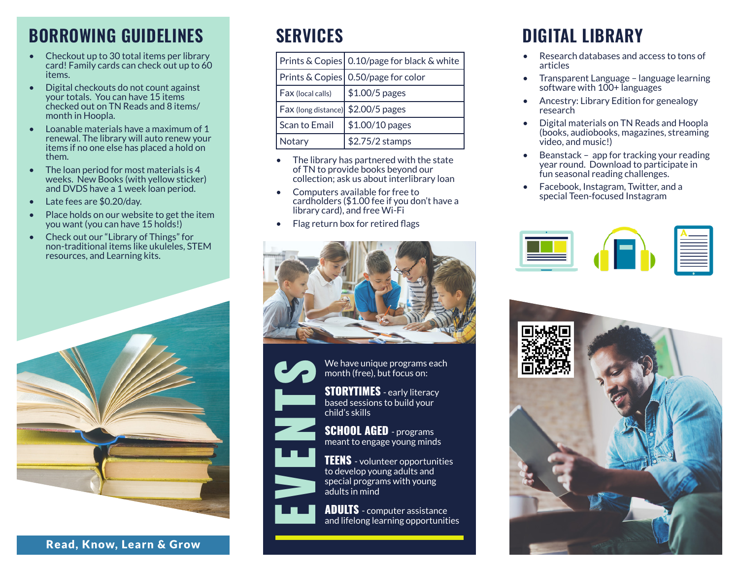## BORROWING GUIDELINES

- Checkout up to 30 total items per library card! Family cards can check out up to 60 items.
- Digital checkouts do not count against your totals. You can have 15 items checked out on TN Reads and 8 items/ month in Hoopla.
- Loanable materials have a maximum of 1 renewal. The library will auto renew your items if no one else has placed a hold on them.
- The loan period for most materials is 4 weeks. New Books (with yellow sticker) and DVDS have a 1 week loan period.
- Late fees are $0.20/day.
- Place holds on our website to get the item you want (you can have 15 holds!)
- Check out our "Library of Things" for non-traditional items like ukuleles, STEM resources, and Learning kits.

**Read, Know, Learn & Grow**

## SERVICES

| | |
|---|---|
| Prints & Copies | 0.10/page for black & white |
| Prints & Copies | 0.50/page for color |
| Fax (local calls) | $1.00/5 pages |
| Fax (long distance) | $2.00/5 pages |
| Scan to Email | $1.00/10 pages |
| Notary | $2.75/2 stamps |

- The library has partnered with the state of TN to provide books beyond our collection; ask us about interlibrary loan
- Computers available for free to cardholders ($1.00 fee if you don't have a library card), and free Wi-Fi
- Flag return box for retired flags

## EVENTS

We have unique programs each month (free), but focus on:

**STORYTIMES** - early literacy based sessions to build your child's skills

**SCHOOL AGED** - programs meant to engage young minds

**TEENS** - volunteer opportunities to develop young adults and special programs with young adults in mind

**ADULTS** - computer assistance and lifelong learning opportunities

## DIGITAL LIBRARY

- Research databases and access to tons of articles
- Transparent Language – language learning software with 100+ languages
- Ancestry: Library Edition for genealogy research
- Digital materials on TN Reads and Hoopla (books, audiobooks, magazines, streaming video, and music!)
- Beanstack – app for tracking your reading year round. Download to participate in fun seasonal reading challenges.
- Facebook, Instagram, Twitter, and a special Teen-focused Instagram